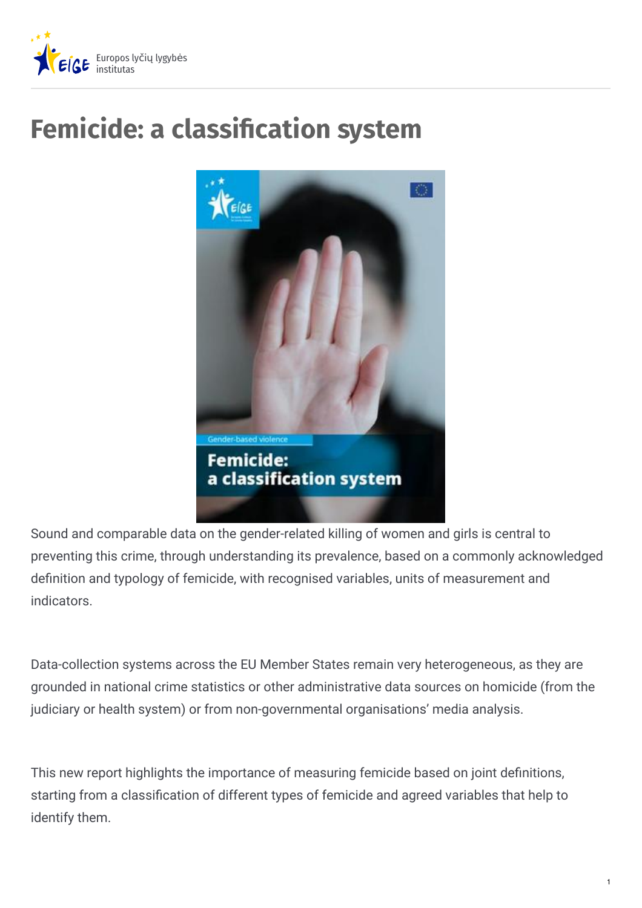# Femicide: a classification system

Sound and comparable data on the gender-related killing of women and girls is central to preventing this crime, through understanding its prevalence, based on a commonly acknowledged definition and typology of femicide, with recognised variables, units of measurement and indicators.

Data-collection systems across the EU Member States remain very heterogeneous, as they are grounded in national crime statistics or other administrative data sources on homicide (from the judiciary or health system) or from non-governmental organisations' media analysis.

This new report highlights the importance of measuring femicide based on joint definitions, starting from a classification of different types of femicide and agreed variables that help to identify them.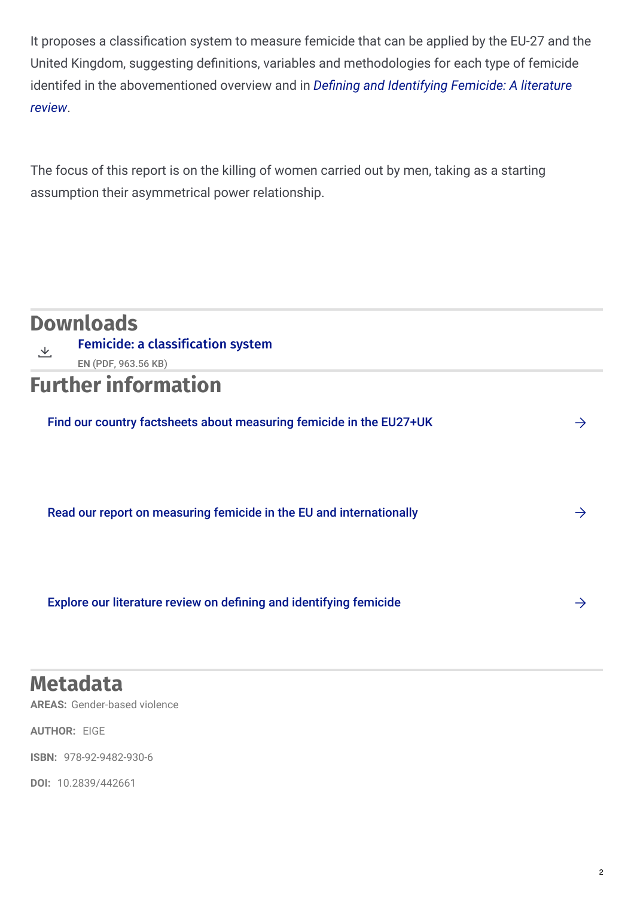It proposes a classification system to measure femicide that can be applied by the EU-27 and the United Kingdom, suggesting definitions, variables and methodologies for each type of femicide identifed in the abovementioned overview and in *Defining and Identifying Femicide: A literature review*.

The focus of this report is on the killing of women carried out by men, taking as a starting assumption their asymmetrical power relationship.

## Downloads

**Femicide: a classification system**
EN (PDF, 963.56 KB)

## Further information

Find our country factsheets about measuring femicide in the EU27+UK →

Read our report on measuring femicide in the EU and internationally →

Explore our literature review on defining and identifying femicide →

## Metadata

**AREAS:** Gender-based violence

**AUTHOR:** EIGE

**ISBN:** 978-92-9482-930-6

**DOI:** 10.2839/442661